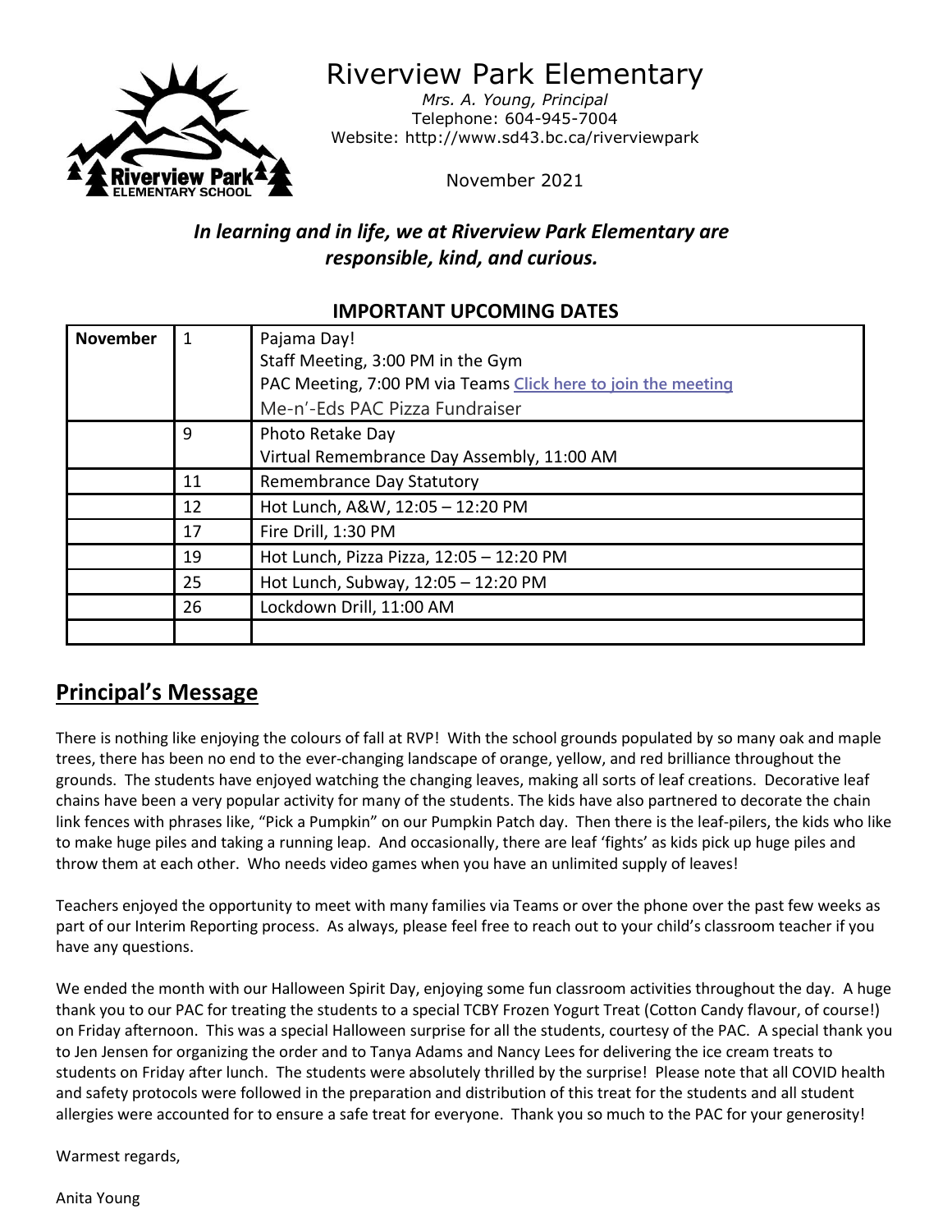# Riverview Park Elementary

*Mrs. A. Young, Principal*
Telephone: 604-945-7004
Website: http://www.sd43.bc.ca/riverviewpark

November 2021

***In learning and in life, we at Riverview Park Elementary are responsible, kind, and curious.***

## IMPORTANT UPCOMING DATES

| **November** | 1 | Pajama Day!<br>Staff Meeting, 3:00 PM in the Gym<br>PAC Meeting, 7:00 PM via Teams Click here to join the meeting<br>Me-n'-Eds PAC Pizza Fundraiser |
|---|---|---|
| | 9 | Photo Retake Day<br>Virtual Remembrance Day Assembly, 11:00 AM |
| | 11 | Remembrance Day Statutory |
| | 12 | Hot Lunch, A&W, 12:05 – 12:20 PM |
| | 17 | Fire Drill, 1:30 PM |
| | 19 | Hot Lunch, Pizza Pizza, 12:05 – 12:20 PM |
| | 25 | Hot Lunch, Subway, 12:05 – 12:20 PM |
| | 26 | Lockdown Drill, 11:00 AM |
| | | |

## Principal's Message

There is nothing like enjoying the colours of fall at RVP! With the school grounds populated by so many oak and maple trees, there has been no end to the ever-changing landscape of orange, yellow, and red brilliance throughout the grounds. The students have enjoyed watching the changing leaves, making all sorts of leaf creations. Decorative leaf chains have been a very popular activity for many of the students. The kids have also partnered to decorate the chain link fences with phrases like, "Pick a Pumpkin" on our Pumpkin Patch day. Then there is the leaf-pilers, the kids who like to make huge piles and taking a running leap. And occasionally, there are leaf 'fights' as kids pick up huge piles and throw them at each other. Who needs video games when you have an unlimited supply of leaves!

Teachers enjoyed the opportunity to meet with many families via Teams or over the phone over the past few weeks as part of our Interim Reporting process. As always, please feel free to reach out to your child's classroom teacher if you have any questions.

We ended the month with our Halloween Spirit Day, enjoying some fun classroom activities throughout the day. A huge thank you to our PAC for treating the students to a special TCBY Frozen Yogurt Treat (Cotton Candy flavour, of course!) on Friday afternoon. This was a special Halloween surprise for all the students, courtesy of the PAC. A special thank you to Jen Jensen for organizing the order and to Tanya Adams and Nancy Lees for delivering the ice cream treats to students on Friday after lunch. The students were absolutely thrilled by the surprise! Please note that all COVID health and safety protocols were followed in the preparation and distribution of this treat for the students and all student allergies were accounted for to ensure a safe treat for everyone. Thank you so much to the PAC for your generosity!

Warmest regards,

Anita Young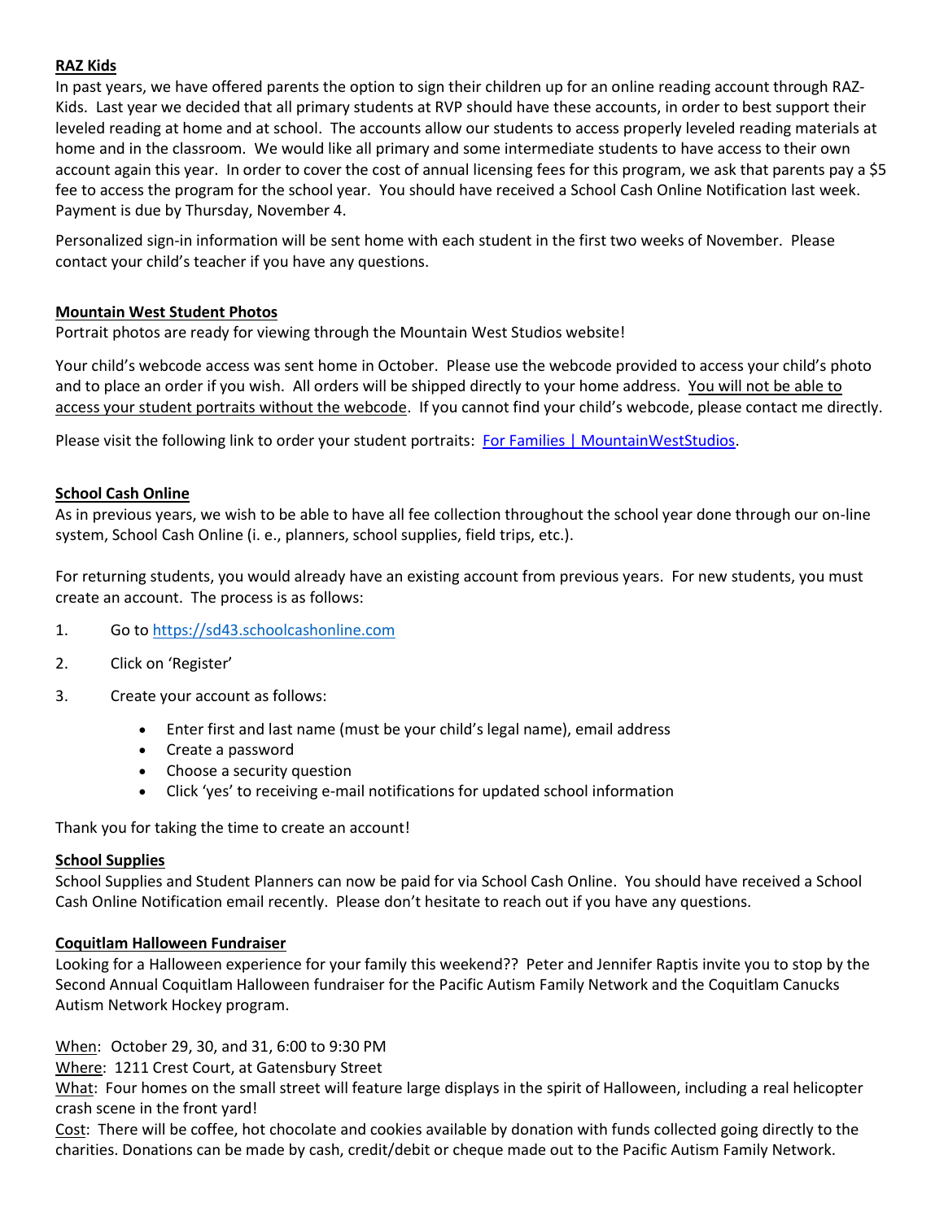**RAZ Kids**

In past years, we have offered parents the option to sign their children up for an online reading account through RAZ-Kids. Last year we decided that all primary students at RVP should have these accounts, in order to best support their leveled reading at home and at school. The accounts allow our students to access properly leveled reading materials at home and in the classroom. We would like all primary and some intermediate students to have access to their own account again this year. In order to cover the cost of annual licensing fees for this program, we ask that parents pay a $5 fee to access the program for the school year. You should have received a School Cash Online Notification last week. Payment is due by Thursday, November 4.

Personalized sign-in information will be sent home with each student in the first two weeks of November. Please contact your child's teacher if you have any questions.

**Mountain West Student Photos**

Portrait photos are ready for viewing through the Mountain West Studios website!

Your child's webcode access was sent home in October. Please use the webcode provided to access your child's photo and to place an order if you wish. All orders will be shipped directly to your home address. You will not be able to access your student portraits without the webcode. If you cannot find your child's webcode, please contact me directly.

Please visit the following link to order your student portraits: [For Families | MountainWestStudios](For Families | MountainWestStudios).

**School Cash Online**

As in previous years, we wish to be able to have all fee collection throughout the school year done through our on-line system, School Cash Online (i. e., planners, school supplies, field trips, etc.).

For returning students, you would already have an existing account from previous years. For new students, you must create an account. The process is as follows:

1. Go to https://sd43.schoolcashonline.com
2. Click on 'Register'
3. Create your account as follows:
   - Enter first and last name (must be your child's legal name), email address
   - Create a password
   - Choose a security question
   - Click 'yes' to receiving e-mail notifications for updated school information

Thank you for taking the time to create an account!

**School Supplies**

School Supplies and Student Planners can now be paid for via School Cash Online. You should have received a School Cash Online Notification email recently. Please don't hesitate to reach out if you have any questions.

**Coquitlam Halloween Fundraiser**

Looking for a Halloween experience for your family this weekend?? Peter and Jennifer Raptis invite you to stop by the Second Annual Coquitlam Halloween fundraiser for the Pacific Autism Family Network and the Coquitlam Canucks Autism Network Hockey program.

When: October 29, 30, and 31, 6:00 to 9:30 PM
Where: 1211 Crest Court, at Gatensbury Street
What: Four homes on the small street will feature large displays in the spirit of Halloween, including a real helicopter crash scene in the front yard!
Cost: There will be coffee, hot chocolate and cookies available by donation with funds collected going directly to the charities. Donations can be made by cash, credit/debit or cheque made out to the Pacific Autism Family Network.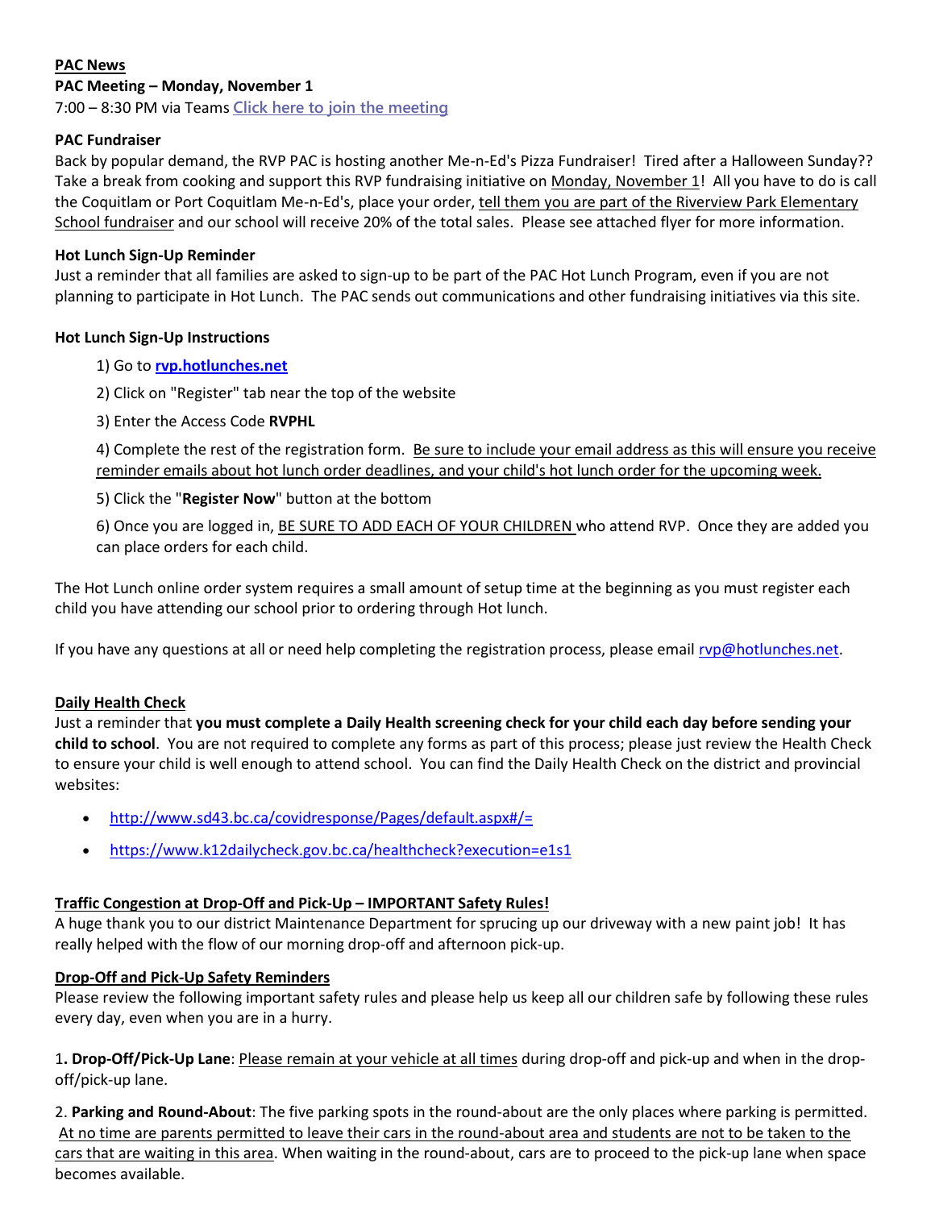## PAC News

**PAC Meeting – Monday, November 1**

7:00 – 8:30 PM via Teams [Click here to join the meeting]

**PAC Fundraiser**

Back by popular demand, the RVP PAC is hosting another Me-n-Ed's Pizza Fundraiser! Tired after a Halloween Sunday?? Take a break from cooking and support this RVP fundraising initiative on Monday, November 1! All you have to do is call the Coquitlam or Port Coquitlam Me-n-Ed's, place your order, tell them you are part of the Riverview Park Elementary School fundraiser and our school will receive 20% of the total sales. Please see attached flyer for more information.

**Hot Lunch Sign-Up Reminder**

Just a reminder that all families are asked to sign-up to be part of the PAC Hot Lunch Program, even if you are not planning to participate in Hot Lunch. The PAC sends out communications and other fundraising initiatives via this site.

**Hot Lunch Sign-Up Instructions**

1) Go to **rvp.hotlunches.net**
2) Click on "Register" tab near the top of the website
3) Enter the Access Code **RVPHL**
4) Complete the rest of the registration form. Be sure to include your email address as this will ensure you receive reminder emails about hot lunch order deadlines, and your child's hot lunch order for the upcoming week.
5) Click the "**Register Now**" button at the bottom
6) Once you are logged in, BE SURE TO ADD EACH OF YOUR CHILDREN who attend RVP. Once they are added you can place orders for each child.

The Hot Lunch online order system requires a small amount of setup time at the beginning as you must register each child you have attending our school prior to ordering through Hot lunch.

If you have any questions at all or need help completing the registration process, please email rvp@hotlunches.net.

## Daily Health Check

Just a reminder that **you must complete a Daily Health screening check for your child each day before sending your child to school**. You are not required to complete any forms as part of this process; please just review the Health Check to ensure your child is well enough to attend school. You can find the Daily Health Check on the district and provincial websites:

- http://www.sd43.bc.ca/covidresponse/Pages/default.aspx#/=
- https://www.k12dailycheck.gov.bc.ca/healthcheck?execution=e1s1

## Traffic Congestion at Drop-Off and Pick-Up – IMPORTANT Safety Rules!

A huge thank you to our district Maintenance Department for sprucing up our driveway with a new paint job! It has really helped with the flow of our morning drop-off and afternoon pick-up.

### Drop-Off and Pick-Up Safety Reminders

Please review the following important safety rules and please help us keep all our children safe by following these rules every day, even when you are in a hurry.

1. **Drop-Off/Pick-Up Lane**: Please remain at your vehicle at all times during drop-off and pick-up and when in the drop-off/pick-up lane.

2. **Parking and Round-About**: The five parking spots in the round-about are the only places where parking is permitted. At no time are parents permitted to leave their cars in the round-about area and students are not to be taken to the cars that are waiting in this area. When waiting in the round-about, cars are to proceed to the pick-up lane when space becomes available.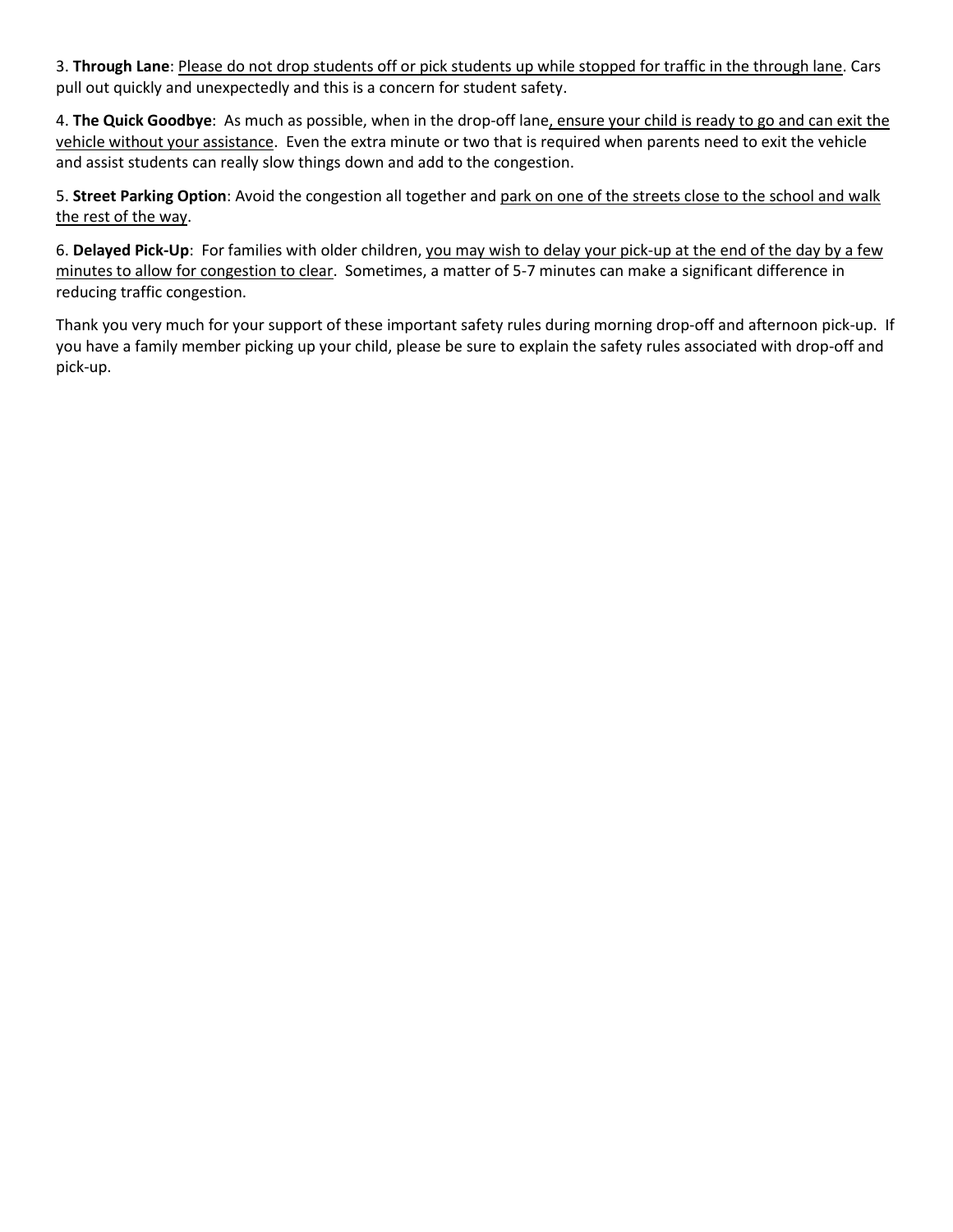3. **Through Lane**: Please do not drop students off or pick students up while stopped for traffic in the through lane. Cars pull out quickly and unexpectedly and this is a concern for student safety.

4. **The Quick Goodbye**: As much as possible, when in the drop-off lane, ensure your child is ready to go and can exit the vehicle without your assistance. Even the extra minute or two that is required when parents need to exit the vehicle and assist students can really slow things down and add to the congestion.

5. **Street Parking Option**: Avoid the congestion all together and park on one of the streets close to the school and walk the rest of the way.

6. **Delayed Pick-Up**: For families with older children, you may wish to delay your pick-up at the end of the day by a few minutes to allow for congestion to clear. Sometimes, a matter of 5-7 minutes can make a significant difference in reducing traffic congestion.

Thank you very much for your support of these important safety rules during morning drop-off and afternoon pick-up. If you have a family member picking up your child, please be sure to explain the safety rules associated with drop-off and pick-up.